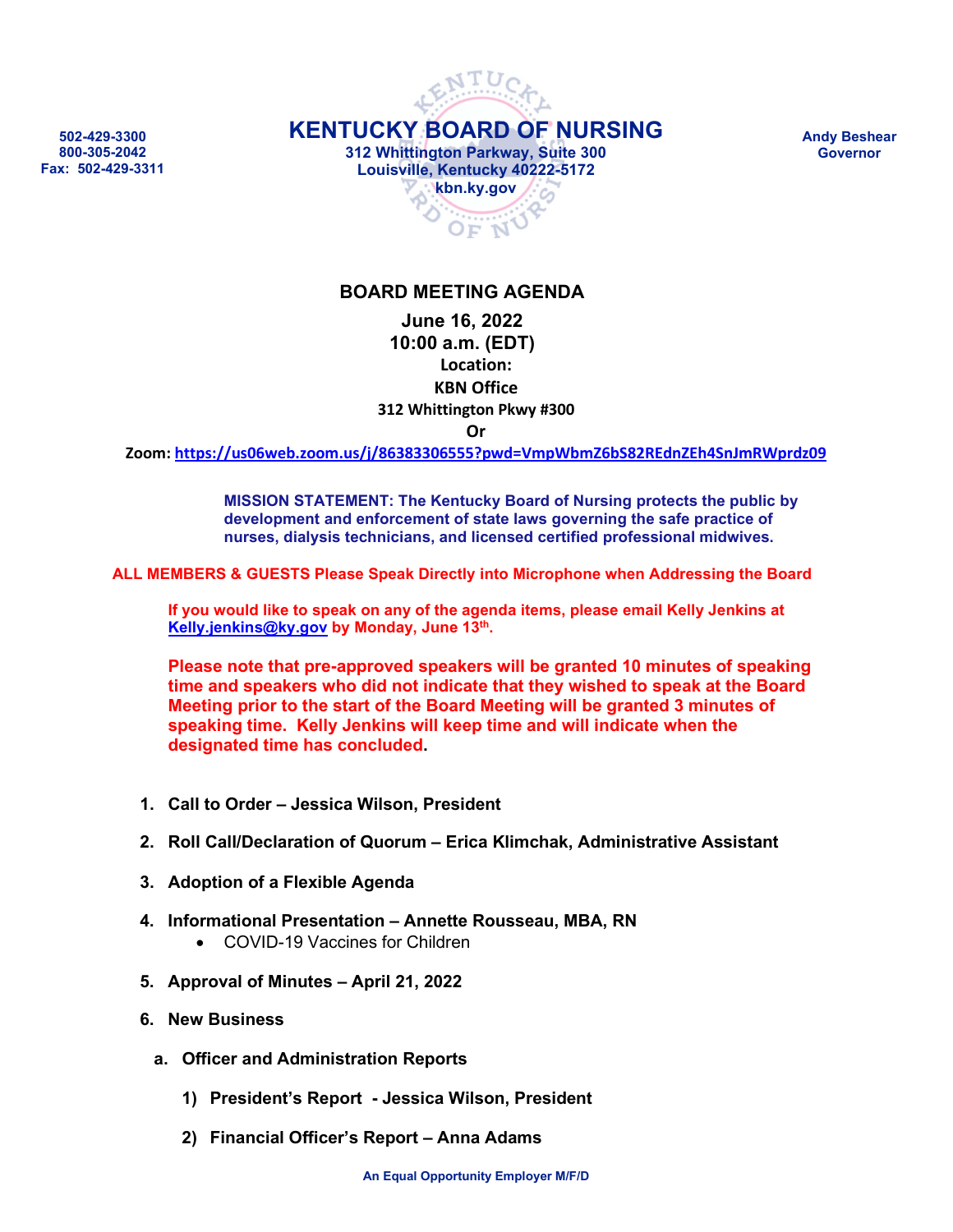502-429-3300
800-305-2042
Fax: 502-429-3311

# KENTUCKY BOARD OF NURSING

312 Whittington Parkway, Suite 300
Louisville, Kentucky 40222-5172
kbn.ky.gov

Andy Beshear
Governor

## BOARD MEETING AGENDA

**June 16, 2022**
**10:00 a.m. (EDT)**
**Location:**
**KBN Office**
**312 Whittington Pkwy #300**
**Or**

**Zoom:** https://us06web.zoom.us/j/86383306555?pwd=VmpWbmZ6bS82REdnZEh4SnJmRWprdz09

**MISSION STATEMENT: The Kentucky Board of Nursing protects the public by development and enforcement of state laws governing the safe practice of nurses, dialysis technicians, and licensed certified professional midwives.**

**ALL MEMBERS & GUESTS Please Speak Directly into Microphone when Addressing the Board**

**If you would like to speak on any of the agenda items, please email Kelly Jenkins at Kelly.jenkins@ky.gov by Monday, June 13th.**

**Please note that pre-approved speakers will be granted 10 minutes of speaking time and speakers who did not indicate that they wished to speak at the Board Meeting prior to the start of the Board Meeting will be granted 3 minutes of speaking time. Kelly Jenkins will keep time and will indicate when the designated time has concluded.**

1. **Call to Order – Jessica Wilson, President**
2. **Roll Call/Declaration of Quorum – Erica Klimchak, Administrative Assistant**
3. **Adoption of a Flexible Agenda**
4. **Informational Presentation – Annette Rousseau, MBA, RN**
   - COVID-19 Vaccines for Children
5. **Approval of Minutes – April 21, 2022**
6. **New Business**
   a. **Officer and Administration Reports**
      1) **President's Report - Jessica Wilson, President**
      2) **Financial Officer's Report – Anna Adams**

An Equal Opportunity Employer M/F/D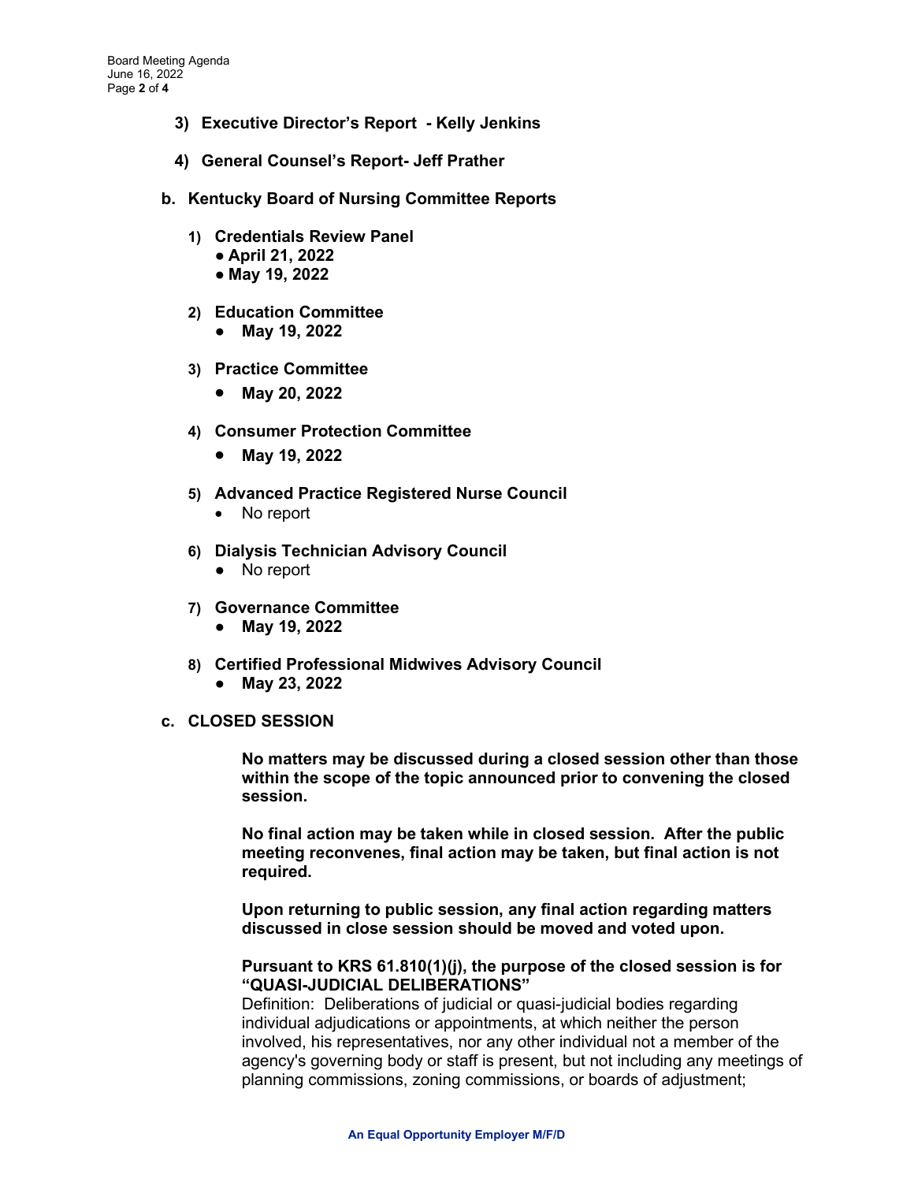3) **Executive Director's Report - Kelly Jenkins**

4) **General Counsel's Report- Jeff Prather**

**b. Kentucky Board of Nursing Committee Reports**

1) **Credentials Review Panel**
   - **April 21, 2022**
   - **May 19, 2022**

2) **Education Committee**
   - **May 19, 2022**

3) **Practice Committee**
   - **May 20, 2022**

4) **Consumer Protection Committee**
   - **May 19, 2022**

5) **Advanced Practice Registered Nurse Council**
   - No report

6) **Dialysis Technician Advisory Council**
   - No report

7) **Governance Committee**
   - **May 19, 2022**

8) **Certified Professional Midwives Advisory Council**
   - **May 23, 2022**

**c. CLOSED SESSION**

**No matters may be discussed during a closed session other than those within the scope of the topic announced prior to convening the closed session.**

**No final action may be taken while in closed session. After the public meeting reconvenes, final action may be taken, but final action is not required.**

**Upon returning to public session, any final action regarding matters discussed in close session should be moved and voted upon.**

**Pursuant to KRS 61.810(1)(j), the purpose of the closed session is for "QUASI-JUDICIAL DELIBERATIONS"**
Definition: Deliberations of judicial or quasi-judicial bodies regarding individual adjudications or appointments, at which neither the person involved, his representatives, nor any other individual not a member of the agency's governing body or staff is present, but not including any meetings of planning commissions, zoning commissions, or boards of adjustment;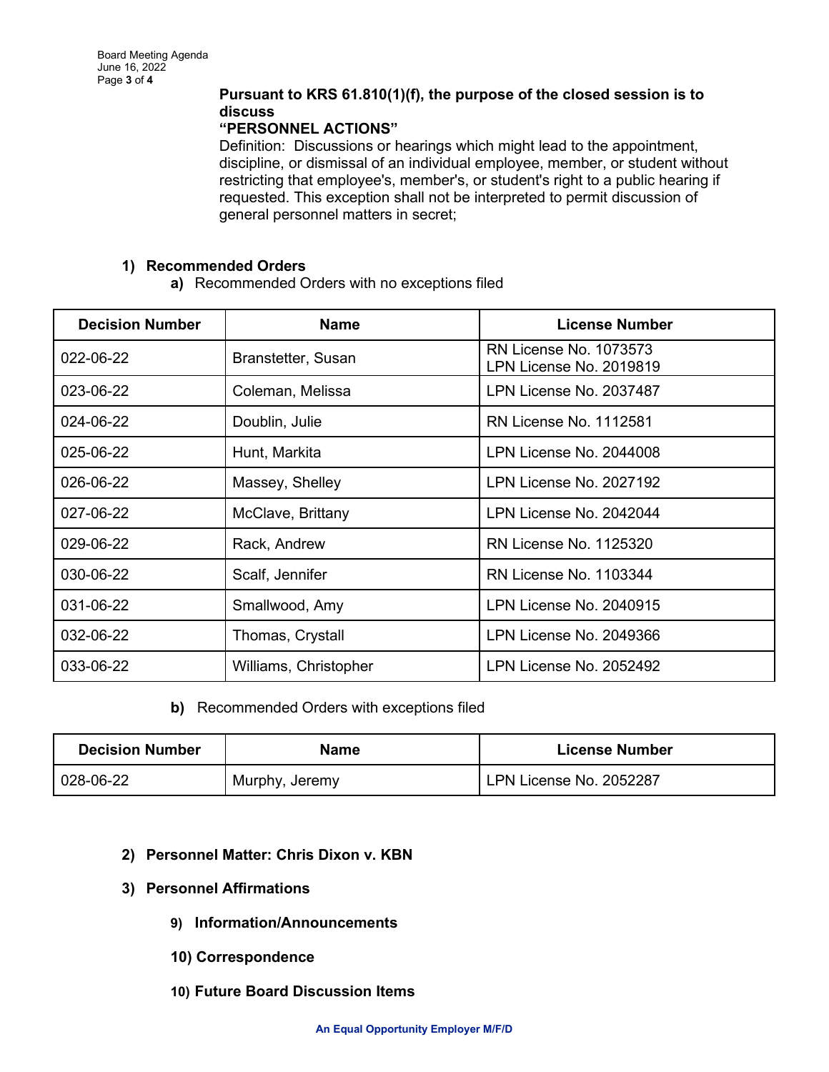**Pursuant to KRS 61.810(1)(f), the purpose of the closed session is to discuss**
**"PERSONNEL ACTIONS"**
Definition: Discussions or hearings which might lead to the appointment, discipline, or dismissal of an individual employee, member, or student without restricting that employee's, member's, or student's right to a public hearing if requested. This exception shall not be interpreted to permit discussion of general personnel matters in secret;

**1) Recommended Orders**

**a)** Recommended Orders with no exceptions filed

| Decision Number | Name | License Number |
|---|---|---|
| 022-06-22 | Branstetter, Susan | RN License No. 1073573<br>LPN License No. 2019819 |
| 023-06-22 | Coleman, Melissa | LPN License No. 2037487 |
| 024-06-22 | Doublin, Julie | RN License No. 1112581 |
| 025-06-22 | Hunt, Markita | LPN License No. 2044008 |
| 026-06-22 | Massey, Shelley | LPN License No. 2027192 |
| 027-06-22 | McClave, Brittany | LPN License No. 2042044 |
| 029-06-22 | Rack, Andrew | RN License No. 1125320 |
| 030-06-22 | Scalf, Jennifer | RN License No. 1103344 |
| 031-06-22 | Smallwood, Amy | LPN License No. 2040915 |
| 032-06-22 | Thomas, Crystall | LPN License No. 2049366 |
| 033-06-22 | Williams, Christopher | LPN License No. 2052492 |

**b)** Recommended Orders with exceptions filed

| Decision Number | Name | License Number |
|---|---|---|
| 028-06-22 | Murphy, Jeremy | LPN License No. 2052287 |

**2) Personnel Matter: Chris Dixon v. KBN**

**3) Personnel Affirmations**

**9) Information/Announcements**

**10) Correspondence**

**10) Future Board Discussion Items**

**An Equal Opportunity Employer M/F/D**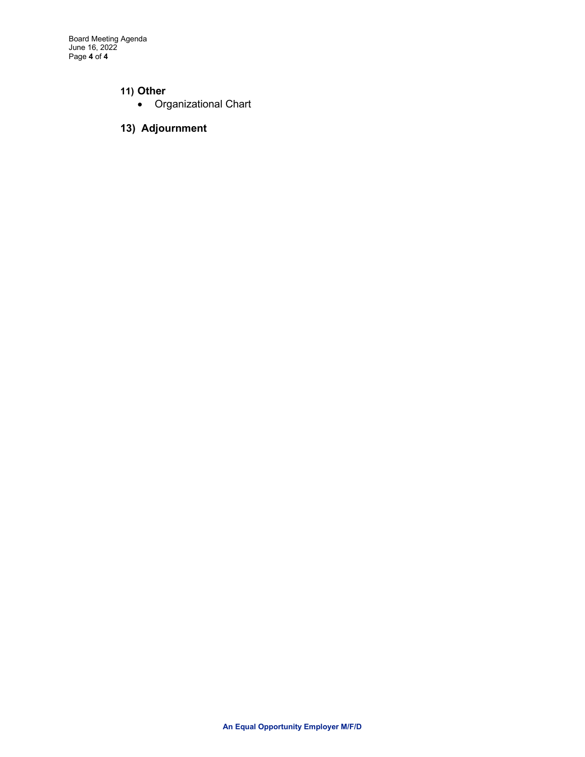**11) Other**

- Organizational Chart

**13) Adjournment**

**An Equal Opportunity Employer M/F/D**